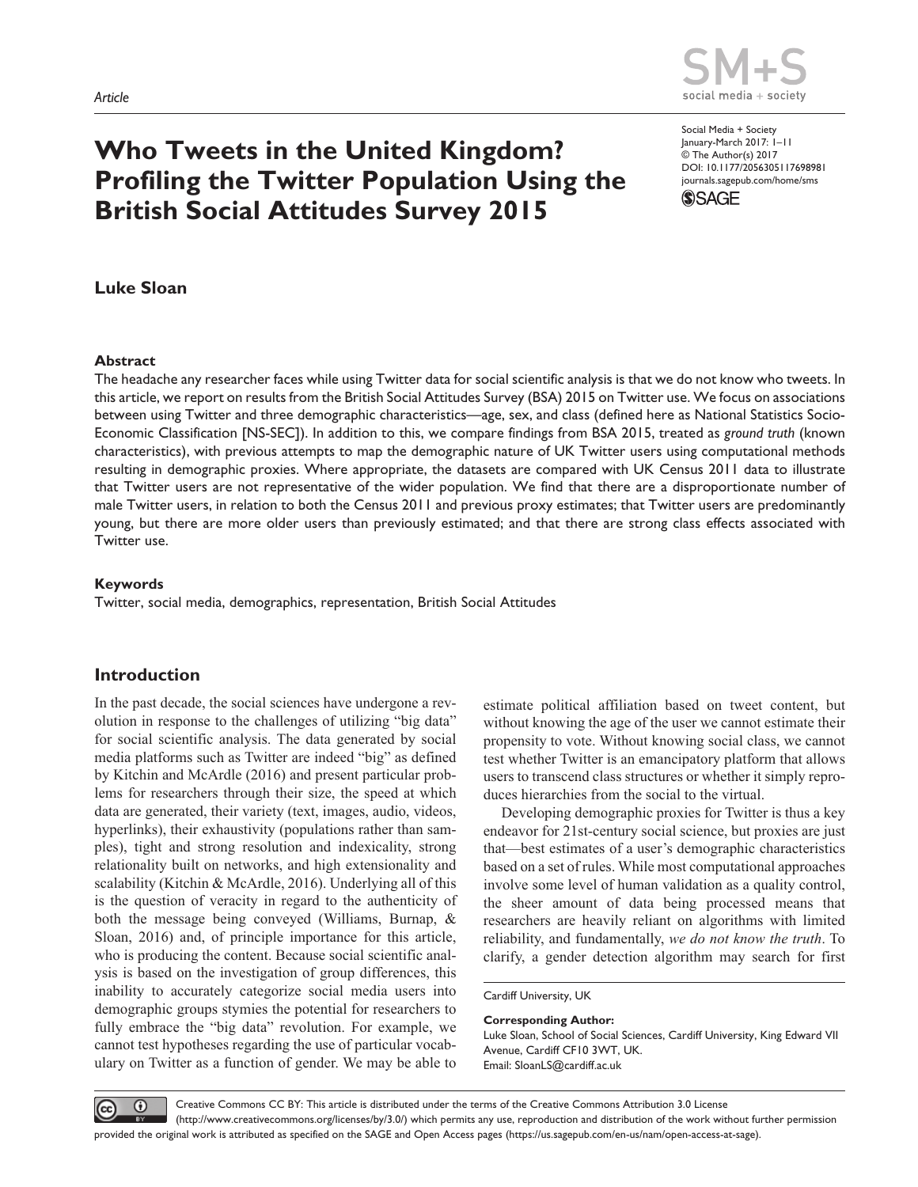Article

# Who Tweets in the United Kingdom? Profiling the Twitter Population Using the British Social Attitudes Survey 2015

Social Media + Society
January-March 2017: 1–11
© The Author(s) 2017
DOI: 10.1177/2056305117698981
journals.sagepub.com/home/sms

**Luke Sloan**

### Abstract

The headache any researcher faces while using Twitter data for social scientific analysis is that we do not know who tweets. In this article, we report on results from the British Social Attitudes Survey (BSA) 2015 on Twitter use. We focus on associations between using Twitter and three demographic characteristics—age, sex, and class (defined here as National Statistics Socio-Economic Classification [NS-SEC]). In addition to this, we compare findings from BSA 2015, treated as *ground truth* (known characteristics), with previous attempts to map the demographic nature of UK Twitter users using computational methods resulting in demographic proxies. Where appropriate, the datasets are compared with UK Census 2011 data to illustrate that Twitter users are not representative of the wider population. We find that there are a disproportionate number of male Twitter users, in relation to both the Census 2011 and previous proxy estimates; that Twitter users are predominantly young, but there are more older users than previously estimated; and that there are strong class effects associated with Twitter use.

### Keywords

Twitter, social media, demographics, representation, British Social Attitudes

## Introduction

In the past decade, the social sciences have undergone a revolution in response to the challenges of utilizing "big data" for social scientific analysis. The data generated by social media platforms such as Twitter are indeed "big" as defined by Kitchin and McArdle (2016) and present particular problems for researchers through their size, the speed at which data are generated, their variety (text, images, audio, videos, hyperlinks), their exhaustivity (populations rather than samples), tight and strong resolution and indexicality, strong relationality built on networks, and high extensionality and scalability (Kitchin & McArdle, 2016). Underlying all of this is the question of veracity in regard to the authenticity of both the message being conveyed (Williams, Burnap, & Sloan, 2016) and, of principle importance for this article, who is producing the content. Because social scientific analysis is based on the investigation of group differences, this inability to accurately categorize social media users into demographic groups stymies the potential for researchers to fully embrace the "big data" revolution. For example, we cannot test hypotheses regarding the use of particular vocabulary on Twitter as a function of gender. We may be able to estimate political affiliation based on tweet content, but without knowing the age of the user we cannot estimate their propensity to vote. Without knowing social class, we cannot test whether Twitter is an emancipatory platform that allows users to transcend class structures or whether it simply reproduces hierarchies from the social to the virtual.

Developing demographic proxies for Twitter is thus a key endeavor for 21st-century social science, but proxies are just that—best estimates of a user's demographic characteristics based on a set of rules. While most computational approaches involve some level of human validation as a quality control, the sheer amount of data being processed means that researchers are heavily reliant on algorithms with limited reliability, and fundamentally, *we do not know the truth*. To clarify, a gender detection algorithm may search for first

Cardiff University, UK

**Corresponding Author:**
Luke Sloan, School of Social Sciences, Cardiff University, King Edward VII Avenue, Cardiff CF10 3WT, UK.
Email: SloanLS@cardiff.ac.uk

Creative Commons CC BY: This article is distributed under the terms of the Creative Commons Attribution 3.0 License (http://www.creativecommons.org/licenses/by/3.0/) which permits any use, reproduction and distribution of the work without further permission provided the original work is attributed as specified on the SAGE and Open Access pages (https://us.sagepub.com/en-us/nam/open-access-at-sage).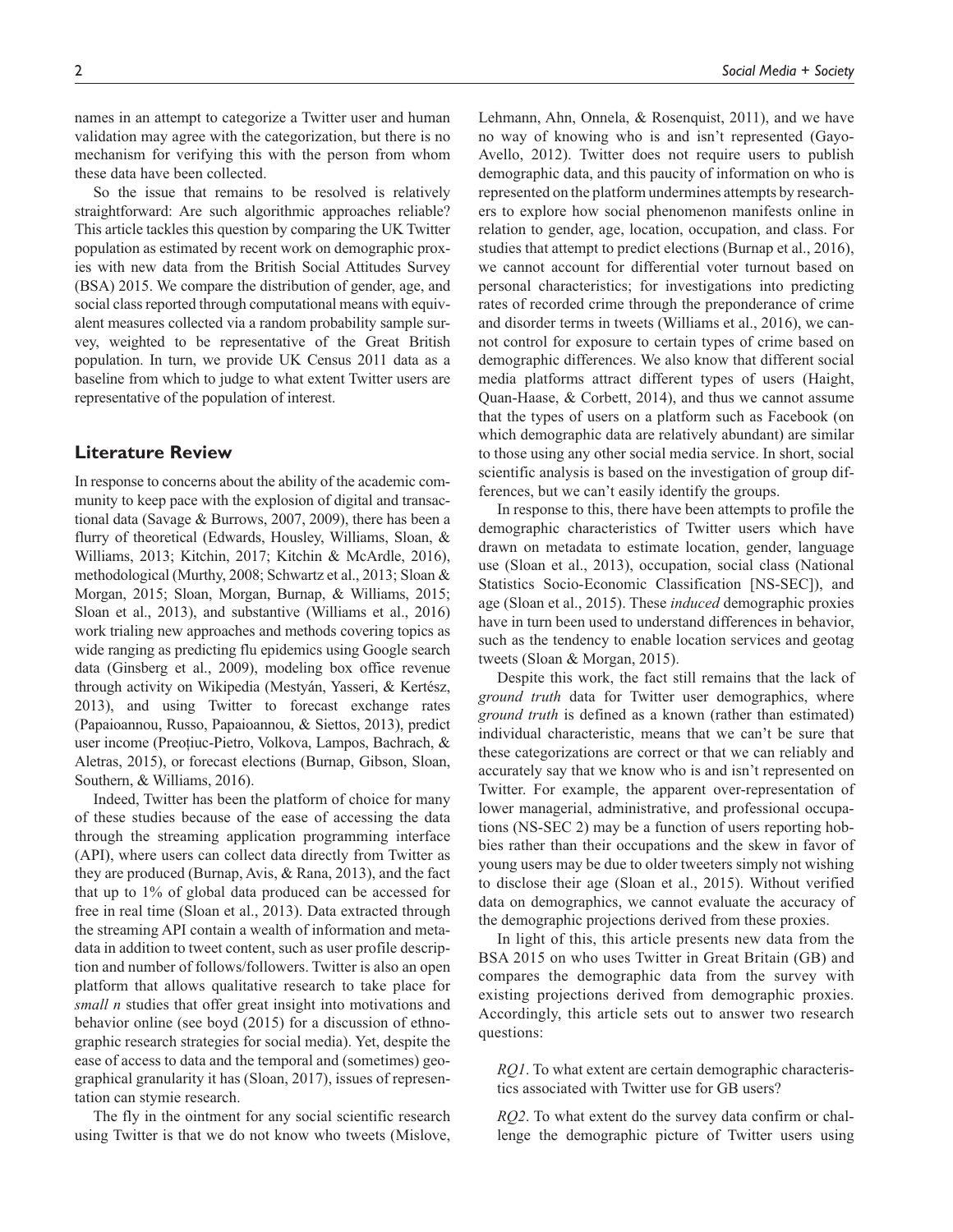names in an attempt to categorize a Twitter user and human validation may agree with the categorization, but there is no mechanism for verifying this with the person from whom these data have been collected.

So the issue that remains to be resolved is relatively straightforward: Are such algorithmic approaches reliable? This article tackles this question by comparing the UK Twitter population as estimated by recent work on demographic proxies with new data from the British Social Attitudes Survey (BSA) 2015. We compare the distribution of gender, age, and social class reported through computational means with equivalent measures collected via a random probability sample survey, weighted to be representative of the Great British population. In turn, we provide UK Census 2011 data as a baseline from which to judge to what extent Twitter users are representative of the population of interest.

## Literature Review

In response to concerns about the ability of the academic community to keep pace with the explosion of digital and transactional data (Savage & Burrows, 2007, 2009), there has been a flurry of theoretical (Edwards, Housley, Williams, Sloan, & Williams, 2013; Kitchin, 2017; Kitchin & McArdle, 2016), methodological (Murthy, 2008; Schwartz et al., 2013; Sloan & Morgan, 2015; Sloan, Morgan, Burnap, & Williams, 2015; Sloan et al., 2013), and substantive (Williams et al., 2016) work trialing new approaches and methods covering topics as wide ranging as predicting flu epidemics using Google search data (Ginsberg et al., 2009), modeling box office revenue through activity on Wikipedia (Mestyán, Yasseri, & Kertész, 2013), and using Twitter to forecast exchange rates (Papaioannou, Russo, Papaioannou, & Siettos, 2013), predict user income (Preoţiuc-Pietro, Volkova, Lampos, Bachrach, & Aletras, 2015), or forecast elections (Burnap, Gibson, Sloan, Southern, & Williams, 2016).

Indeed, Twitter has been the platform of choice for many of these studies because of the ease of accessing the data through the streaming application programming interface (API), where users can collect data directly from Twitter as they are produced (Burnap, Avis, & Rana, 2013), and the fact that up to 1% of global data produced can be accessed for free in real time (Sloan et al., 2013). Data extracted through the streaming API contain a wealth of information and metadata in addition to tweet content, such as user profile description and number of follows/followers. Twitter is also an open platform that allows qualitative research to take place for *small n* studies that offer great insight into motivations and behavior online (see boyd (2015) for a discussion of ethnographic research strategies for social media). Yet, despite the ease of access to data and the temporal and (sometimes) geographical granularity it has (Sloan, 2017), issues of representation can stymie research.

The fly in the ointment for any social scientific research using Twitter is that we do not know who tweets (Mislove, Lehmann, Ahn, Onnela, & Rosenquist, 2011), and we have no way of knowing who is and isn't represented (Gayo-Avello, 2012). Twitter does not require users to publish demographic data, and this paucity of information on who is represented on the platform undermines attempts by researchers to explore how social phenomenon manifests online in relation to gender, age, location, occupation, and class. For studies that attempt to predict elections (Burnap et al., 2016), we cannot account for differential voter turnout based on personal characteristics; for investigations into predicting rates of recorded crime through the preponderance of crime and disorder terms in tweets (Williams et al., 2016), we cannot control for exposure to certain types of crime based on demographic differences. We also know that different social media platforms attract different types of users (Haight, Quan-Haase, & Corbett, 2014), and thus we cannot assume that the types of users on a platform such as Facebook (on which demographic data are relatively abundant) are similar to those using any other social media service. In short, social scientific analysis is based on the investigation of group differences, but we can't easily identify the groups.

In response to this, there have been attempts to profile the demographic characteristics of Twitter users which have drawn on metadata to estimate location, gender, language use (Sloan et al., 2013), occupation, social class (National Statistics Socio-Economic Classification [NS-SEC]), and age (Sloan et al., 2015). These *induced* demographic proxies have in turn been used to understand differences in behavior, such as the tendency to enable location services and geotag tweets (Sloan & Morgan, 2015).

Despite this work, the fact still remains that the lack of *ground truth* data for Twitter user demographics, where *ground truth* is defined as a known (rather than estimated) individual characteristic, means that we can't be sure that these categorizations are correct or that we can reliably and accurately say that we know who is and isn't represented on Twitter. For example, the apparent over-representation of lower managerial, administrative, and professional occupations (NS-SEC 2) may be a function of users reporting hobbies rather than their occupations and the skew in favor of young users may be due to older tweeters simply not wishing to disclose their age (Sloan et al., 2015). Without verified data on demographics, we cannot evaluate the accuracy of the demographic projections derived from these proxies.

In light of this, this article presents new data from the BSA 2015 on who uses Twitter in Great Britain (GB) and compares the demographic data from the survey with existing projections derived from demographic proxies. Accordingly, this article sets out to answer two research questions:

> *RQ1*. To what extent are certain demographic characteristics associated with Twitter use for GB users?
>
> *RQ2*. To what extent do the survey data confirm or challenge the demographic picture of Twitter users using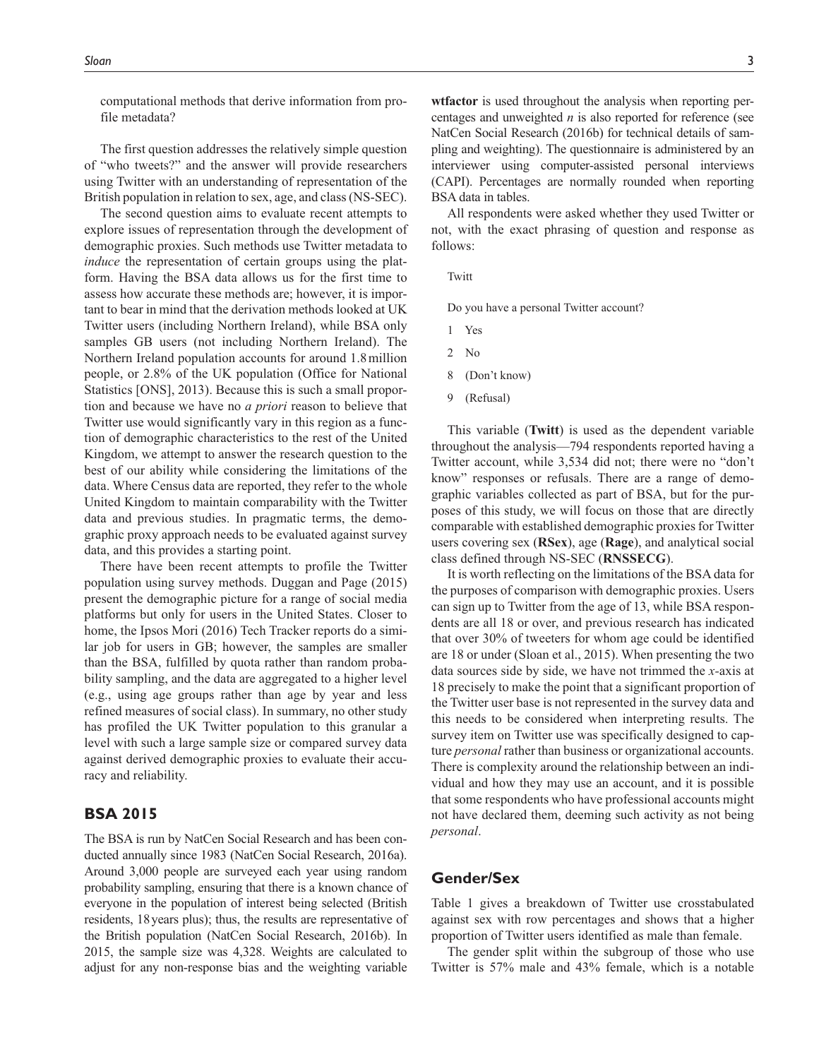computational methods that derive information from profile metadata?

The first question addresses the relatively simple question of "who tweets?" and the answer will provide researchers using Twitter with an understanding of representation of the British population in relation to sex, age, and class (NS-SEC).

The second question aims to evaluate recent attempts to explore issues of representation through the development of demographic proxies. Such methods use Twitter metadata to *induce* the representation of certain groups using the platform. Having the BSA data allows us for the first time to assess how accurate these methods are; however, it is important to bear in mind that the derivation methods looked at UK Twitter users (including Northern Ireland), while BSA only samples GB users (not including Northern Ireland). The Northern Ireland population accounts for around 1.8 million people, or 2.8% of the UK population (Office for National Statistics [ONS], 2013). Because this is such a small proportion and because we have no *a priori* reason to believe that Twitter use would significantly vary in this region as a function of demographic characteristics to the rest of the United Kingdom, we attempt to answer the research question to the best of our ability while considering the limitations of the data. Where Census data are reported, they refer to the whole United Kingdom to maintain comparability with the Twitter data and previous studies. In pragmatic terms, the demographic proxy approach needs to be evaluated against survey data, and this provides a starting point.

There have been recent attempts to profile the Twitter population using survey methods. Duggan and Page (2015) present the demographic picture for a range of social media platforms but only for users in the United States. Closer to home, the Ipsos Mori (2016) Tech Tracker reports do a similar job for users in GB; however, the samples are smaller than the BSA, fulfilled by quota rather than random probability sampling, and the data are aggregated to a higher level (e.g., using age groups rather than age by year and less refined measures of social class). In summary, no other study has profiled the UK Twitter population to this granular a level with such a large sample size or compared survey data against derived demographic proxies to evaluate their accuracy and reliability.

## BSA 2015

The BSA is run by NatCen Social Research and has been conducted annually since 1983 (NatCen Social Research, 2016a). Around 3,000 people are surveyed each year using random probability sampling, ensuring that there is a known chance of everyone in the population of interest being selected (British residents, 18 years plus); thus, the results are representative of the British population (NatCen Social Research, 2016b). In 2015, the sample size was 4,328. Weights are calculated to adjust for any non-response bias and the weighting variable **wtfactor** is used throughout the analysis when reporting percentages and unweighted *n* is also reported for reference (see NatCen Social Research (2016b) for technical details of sampling and weighting). The questionnaire is administered by an interviewer using computer-assisted personal interviews (CAPI). Percentages are normally rounded when reporting BSA data in tables.

All respondents were asked whether they used Twitter or not, with the exact phrasing of question and response as follows:

Twitt

Do you have a personal Twitter account?

1 Yes

2 No

8 (Don't know)

9 (Refusal)

This variable (**Twitt**) is used as the dependent variable throughout the analysis—794 respondents reported having a Twitter account, while 3,534 did not; there were no "don't know" responses or refusals. There are a range of demographic variables collected as part of BSA, but for the purposes of this study, we will focus on those that are directly comparable with established demographic proxies for Twitter users covering sex (**RSex**), age (**Rage**), and analytical social class defined through NS-SEC (**RNSSECG**).

It is worth reflecting on the limitations of the BSA data for the purposes of comparison with demographic proxies. Users can sign up to Twitter from the age of 13, while BSA respondents are all 18 or over, and previous research has indicated that over 30% of tweeters for whom age could be identified are 18 or under (Sloan et al., 2015). When presenting the two data sources side by side, we have not trimmed the *x*-axis at 18 precisely to make the point that a significant proportion of the Twitter user base is not represented in the survey data and this needs to be considered when interpreting results. The survey item on Twitter use was specifically designed to capture *personal* rather than business or organizational accounts. There is complexity around the relationship between an individual and how they may use an account, and it is possible that some respondents who have professional accounts might not have declared them, deeming such activity as not being *personal*.

## Gender/Sex

Table 1 gives a breakdown of Twitter use crosstabulated against sex with row percentages and shows that a higher proportion of Twitter users identified as male than female.

The gender split within the subgroup of those who use Twitter is 57% male and 43% female, which is a notable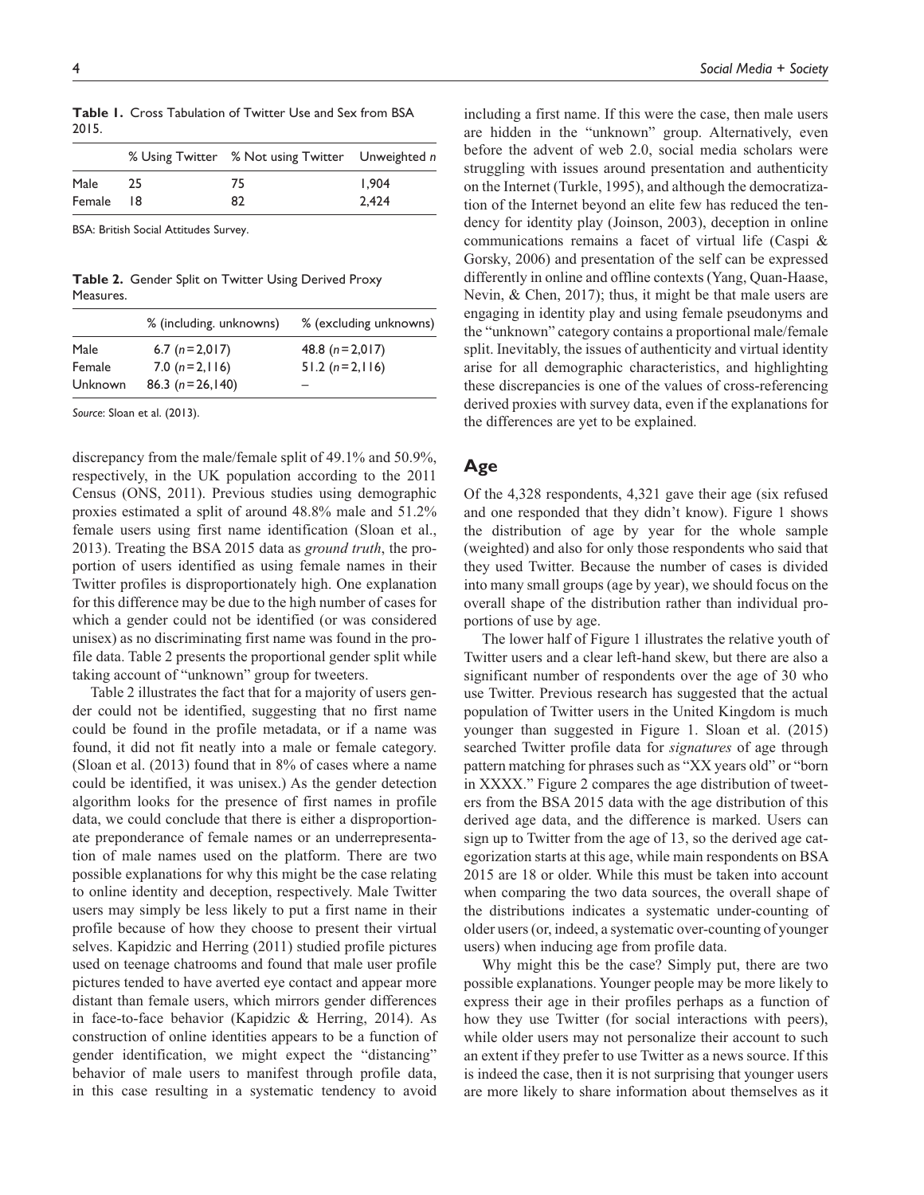**Table 1.** Cross Tabulation of Twitter Use and Sex from BSA 2015.

| | % Using Twitter | % Not using Twitter | Unweighted *n* |
|---|---|---|---|
| Male | 25 | 75 | 1,904 |
| Female | 18 | 82 | 2,424 |

BSA: British Social Attitudes Survey.

**Table 2.** Gender Split on Twitter Using Derived Proxy Measures.

| | % (including. unknowns) | % (excluding unknowns) |
|---|---|---|
| Male | 6.7 ($n$ = 2,017) | 48.8 ($n$ = 2,017) |
| Female | 7.0 ($n$ = 2,116) | 51.2 ($n$ = 2,116) |
| Unknown | 86.3 ($n$ = 26,140) | – |

*Source*: Sloan et al. (2013).

discrepancy from the male/female split of 49.1% and 50.9%, respectively, in the UK population according to the 2011 Census (ONS, 2011). Previous studies using demographic proxies estimated a split of around 48.8% male and 51.2% female users using first name identification (Sloan et al., 2013). Treating the BSA 2015 data as *ground truth*, the proportion of users identified as using female names in their Twitter profiles is disproportionately high. One explanation for this difference may be due to the high number of cases for which a gender could not be identified (or was considered unisex) as no discriminating first name was found in the profile data. Table 2 presents the proportional gender split while taking account of "unknown" group for tweeters.

Table 2 illustrates the fact that for a majority of users gender could not be identified, suggesting that no first name could be found in the profile metadata, or if a name was found, it did not fit neatly into a male or female category. (Sloan et al. (2013) found that in 8% of cases where a name could be identified, it was unisex.) As the gender detection algorithm looks for the presence of first names in profile data, we could conclude that there is either a disproportionate preponderance of female names or an underrepresentation of male names used on the platform. There are two possible explanations for why this might be the case relating to online identity and deception, respectively. Male Twitter users may simply be less likely to put a first name in their profile because of how they choose to present their virtual selves. Kapidzic and Herring (2011) studied profile pictures used on teenage chatrooms and found that male user profile pictures tended to have averted eye contact and appear more distant than female users, which mirrors gender differences in face-to-face behavior (Kapidzic & Herring, 2014). As construction of online identities appears to be a function of gender identification, we might expect the "distancing" behavior of male users to manifest through profile data, in this case resulting in a systematic tendency to avoid including a first name. If this were the case, then male users are hidden in the "unknown" group. Alternatively, even before the advent of web 2.0, social media scholars were struggling with issues around presentation and authenticity on the Internet (Turkle, 1995), and although the democratization of the Internet beyond an elite few has reduced the tendency for identity play (Joinson, 2003), deception in online communications remains a facet of virtual life (Caspi & Gorsky, 2006) and presentation of the self can be expressed differently in online and offline contexts (Yang, Quan-Haase, Nevin, & Chen, 2017); thus, it might be that male users are engaging in identity play and using female pseudonyms and the "unknown" category contains a proportional male/female split. Inevitably, the issues of authenticity and virtual identity arise for all demographic characteristics, and highlighting these discrepancies is one of the values of cross-referencing derived proxies with survey data, even if the explanations for the differences are yet to be explained.

## Age

Of the 4,328 respondents, 4,321 gave their age (six refused and one responded that they didn't know). Figure 1 shows the distribution of age by year for the whole sample (weighted) and also for only those respondents who said that they used Twitter. Because the number of cases is divided into many small groups (age by year), we should focus on the overall shape of the distribution rather than individual proportions of use by age.

The lower half of Figure 1 illustrates the relative youth of Twitter users and a clear left-hand skew, but there are also a significant number of respondents over the age of 30 who use Twitter. Previous research has suggested that the actual population of Twitter users in the United Kingdom is much younger than suggested in Figure 1. Sloan et al. (2015) searched Twitter profile data for *signatures* of age through pattern matching for phrases such as "XX years old" or "born in XXXX." Figure 2 compares the age distribution of tweeters from the BSA 2015 data with the age distribution of this derived age data, and the difference is marked. Users can sign up to Twitter from the age of 13, so the derived age categorization starts at this age, while main respondents on BSA 2015 are 18 or older. While this must be taken into account when comparing the two data sources, the overall shape of the distributions indicates a systematic under-counting of older users (or, indeed, a systematic over-counting of younger users) when inducing age from profile data.

Why might this be the case? Simply put, there are two possible explanations. Younger people may be more likely to express their age in their profiles perhaps as a function of how they use Twitter (for social interactions with peers), while older users may not personalize their account to such an extent if they prefer to use Twitter as a news source. If this is indeed the case, then it is not surprising that younger users are more likely to share information about themselves as it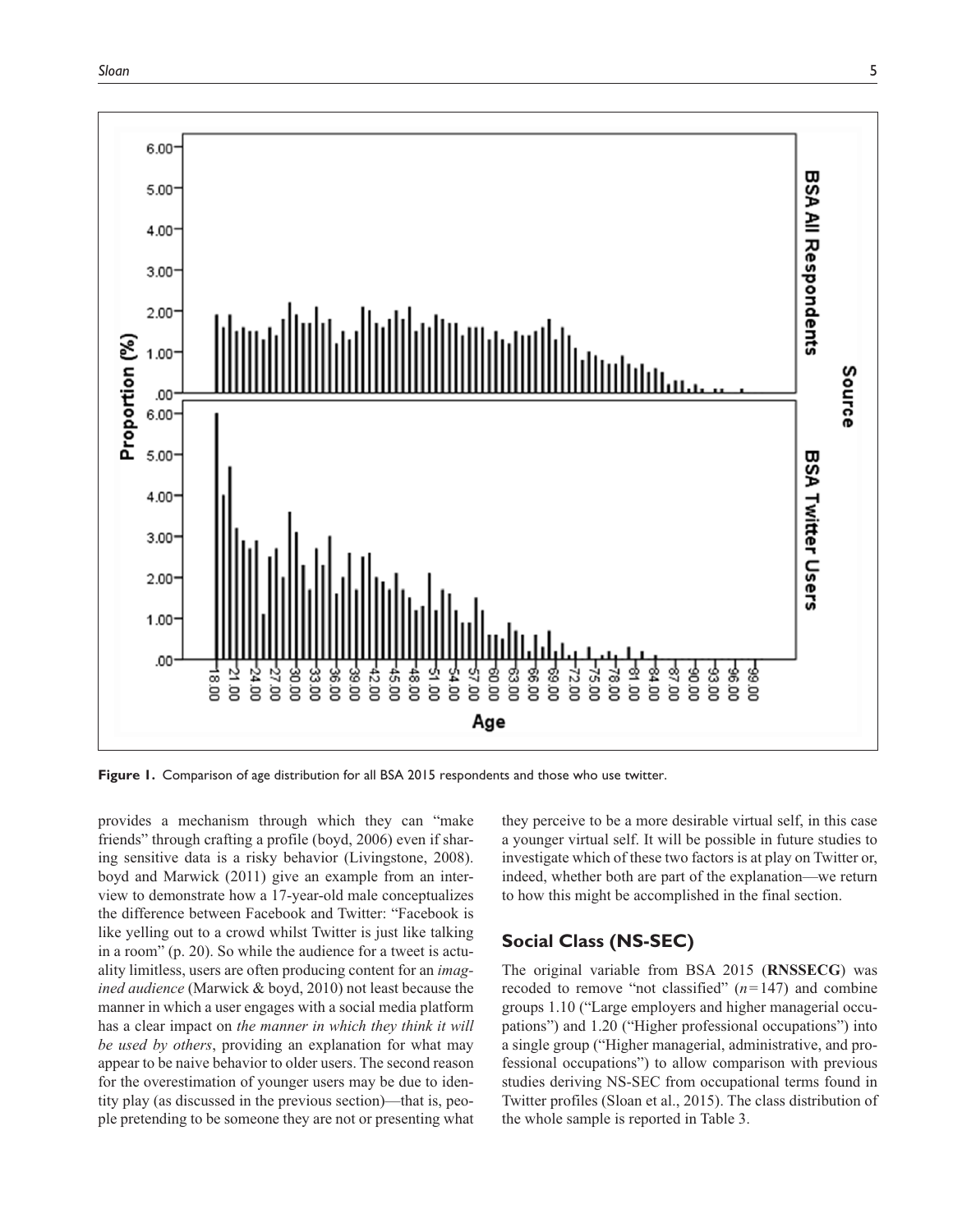**Figure 1.** Comparison of age distribution for all BSA 2015 respondents and those who use twitter.

provides a mechanism through which they can "make friends" through crafting a profile (boyd, 2006) even if sharing sensitive data is a risky behavior (Livingstone, 2008). boyd and Marwick (2011) give an example from an interview to demonstrate how a 17-year-old male conceptualizes the difference between Facebook and Twitter: "Facebook is like yelling out to a crowd whilst Twitter is just like talking in a room" (p. 20). So while the audience for a tweet is actuality limitless, users are often producing content for an *imagined audience* (Marwick & boyd, 2010) not least because the manner in which a user engages with a social media platform has a clear impact on *the manner in which they think it will be used by others*, providing an explanation for what may appear to be naive behavior to older users. The second reason for the overestimation of younger users may be due to identity play (as discussed in the previous section)—that is, people pretending to be someone they are not or presenting what they perceive to be a more desirable virtual self, in this case a younger virtual self. It will be possible in future studies to investigate which of these two factors is at play on Twitter or, indeed, whether both are part of the explanation—we return to how this might be accomplished in the final section.

## Social Class (NS-SEC)

The original variable from BSA 2015 (**RNSSECG**) was recoded to remove "not classified" ($n = 147$) and combine groups 1.10 ("Large employers and higher managerial occupations") and 1.20 ("Higher professional occupations") into a single group ("Higher managerial, administrative, and professional occupations") to allow comparison with previous studies deriving NS-SEC from occupational terms found in Twitter profiles (Sloan et al., 2015). The class distribution of the whole sample is reported in Table 3.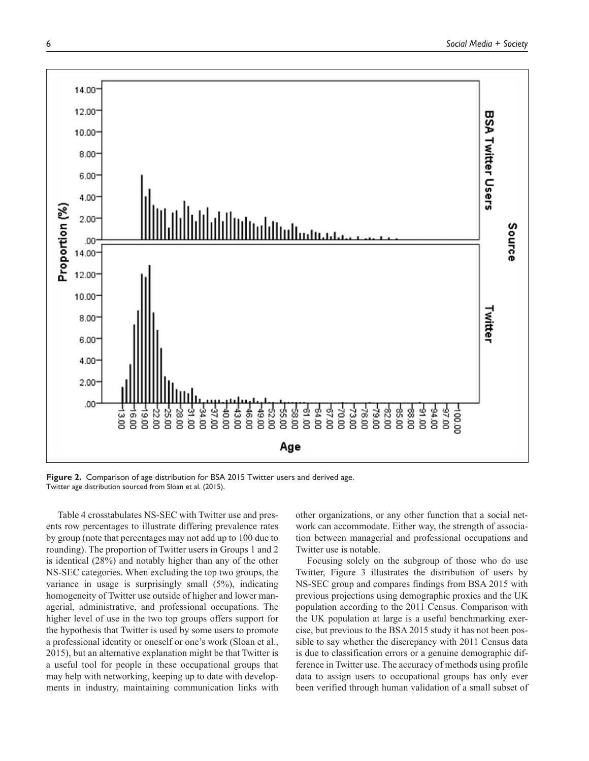**Figure 2.** Comparison of age distribution for BSA 2015 Twitter users and derived age.
Twitter age distribution sourced from Sloan et al. (2015).

Table 4 crosstabulates NS-SEC with Twitter use and presents row percentages to illustrate differing prevalence rates by group (note that percentages may not add up to 100 due to rounding). The proportion of Twitter users in Groups 1 and 2 is identical (28%) and notably higher than any of the other NS-SEC categories. When excluding the top two groups, the variance in usage is surprisingly small (5%), indicating homogeneity of Twitter use outside of higher and lower managerial, administrative, and professional occupations. The higher level of use in the two top groups offers support for the hypothesis that Twitter is used by some users to promote a professional identity or oneself or one's work (Sloan et al., 2015), but an alternative explanation might be that Twitter is a useful tool for people in these occupational groups that may help with networking, keeping up to date with developments in industry, maintaining communication links with other organizations, or any other function that a social network can accommodate. Either way, the strength of association between managerial and professional occupations and Twitter use is notable.

Focusing solely on the subgroup of those who do use Twitter, Figure 3 illustrates the distribution of users by NS-SEC group and compares findings from BSA 2015 with previous projections using demographic proxies and the UK population according to the 2011 Census. Comparison with the UK population at large is a useful benchmarking exercise, but previous to the BSA 2015 study it has not been possible to say whether the discrepancy with 2011 Census data is due to classification errors or a genuine demographic difference in Twitter use. The accuracy of methods using profile data to assign users to occupational groups has only ever been verified through human validation of a small subset of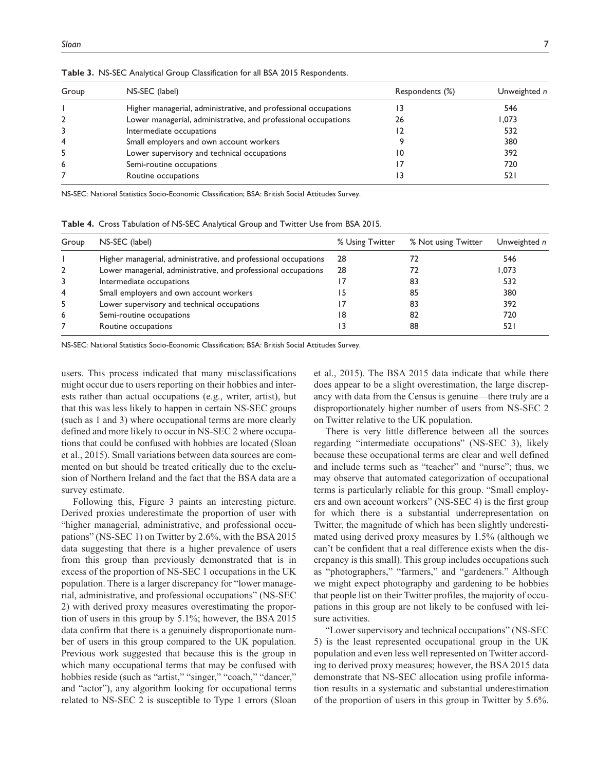**Table 3.** NS-SEC Analytical Group Classification for all BSA 2015 Respondents.

| Group | NS-SEC (label) | Respondents (%) | Unweighted *n* |
|---|---|---|---|
| 1 | Higher managerial, administrative, and professional occupations | 13 | 546 |
| 2 | Lower managerial, administrative, and professional occupations | 26 | 1,073 |
| 3 | Intermediate occupations | 12 | 532 |
| 4 | Small employers and own account workers | 9 | 380 |
| 5 | Lower supervisory and technical occupations | 10 | 392 |
| 6 | Semi-routine occupations | 17 | 720 |
| 7 | Routine occupations | 13 | 521 |

NS-SEC: National Statistics Socio-Economic Classification; BSA: British Social Attitudes Survey.

**Table 4.** Cross Tabulation of NS-SEC Analytical Group and Twitter Use from BSA 2015.

| Group | NS-SEC (label) | % Using Twitter | % Not using Twitter | Unweighted *n* |
|---|---|---|---|---|
| 1 | Higher managerial, administrative, and professional occupations | 28 | 72 | 546 |
| 2 | Lower managerial, administrative, and professional occupations | 28 | 72 | 1,073 |
| 3 | Intermediate occupations | 17 | 83 | 532 |
| 4 | Small employers and own account workers | 15 | 85 | 380 |
| 5 | Lower supervisory and technical occupations | 17 | 83 | 392 |
| 6 | Semi-routine occupations | 18 | 82 | 720 |
| 7 | Routine occupations | 13 | 88 | 521 |

NS-SEC: National Statistics Socio-Economic Classification; BSA: British Social Attitudes Survey.

users. This process indicated that many misclassifications might occur due to users reporting on their hobbies and interests rather than actual occupations (e.g., writer, artist), but that this was less likely to happen in certain NS-SEC groups (such as 1 and 3) where occupational terms are more clearly defined and more likely to occur in NS-SEC 2 where occupations that could be confused with hobbies are located (Sloan et al., 2015). Small variations between data sources are commented on but should be treated critically due to the exclusion of Northern Ireland and the fact that the BSA data are a survey estimate.

Following this, Figure 3 paints an interesting picture. Derived proxies underestimate the proportion of user with "higher managerial, administrative, and professional occupations" (NS-SEC 1) on Twitter by 2.6%, with the BSA 2015 data suggesting that there is a higher prevalence of users from this group than previously demonstrated that is in excess of the proportion of NS-SEC 1 occupations in the UK population. There is a larger discrepancy for "lower managerial, administrative, and professional occupations" (NS-SEC 2) with derived proxy measures overestimating the proportion of users in this group by 5.1%; however, the BSA 2015 data confirm that there is a genuinely disproportionate number of users in this group compared to the UK population. Previous work suggested that because this is the group in which many occupational terms that may be confused with hobbies reside (such as "artist," "singer," "coach," "dancer," and "actor"), any algorithm looking for occupational terms related to NS-SEC 2 is susceptible to Type 1 errors (Sloan et al., 2015). The BSA 2015 data indicate that while there does appear to be a slight overestimation, the large discrepancy with data from the Census is genuine—there truly are a disproportionately higher number of users from NS-SEC 2 on Twitter relative to the UK population.

There is very little difference between all the sources regarding "intermediate occupations" (NS-SEC 3), likely because these occupational terms are clear and well defined and include terms such as "teacher" and "nurse"; thus, we may observe that automated categorization of occupational terms is particularly reliable for this group. "Small employers and own account workers" (NS-SEC 4) is the first group for which there is a substantial underrepresentation on Twitter, the magnitude of which has been slightly underestimated using derived proxy measures by 1.5% (although we can't be confident that a real difference exists when the discrepancy is this small). This group includes occupations such as "photographers," "farmers," and "gardeners." Although we might expect photography and gardening to be hobbies that people list on their Twitter profiles, the majority of occupations in this group are not likely to be confused with leisure activities.

"Lower supervisory and technical occupations" (NS-SEC 5) is the least represented occupational group in the UK population and even less well represented on Twitter according to derived proxy measures; however, the BSA 2015 data demonstrate that NS-SEC allocation using profile information results in a systematic and substantial underestimation of the proportion of users in this group in Twitter by 5.6%.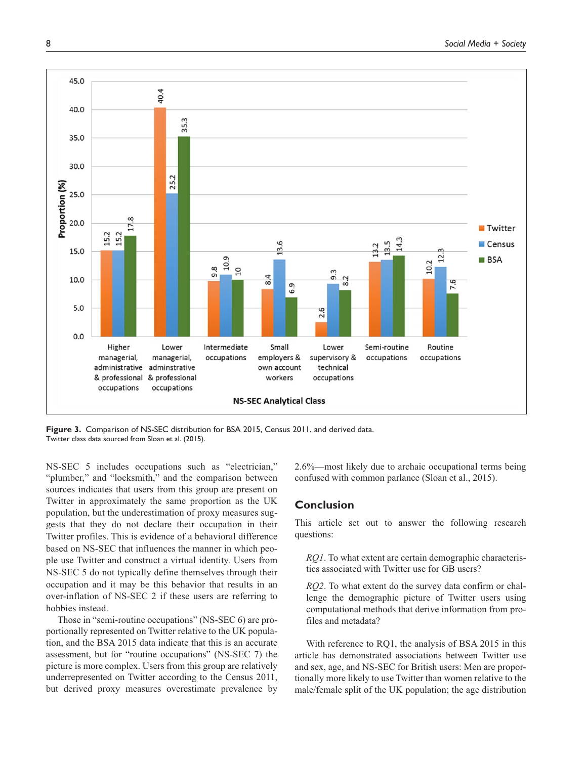**Figure 3.** Comparison of NS-SEC distribution for BSA 2015, Census 2011, and derived data.
Twitter class data sourced from Sloan et al. (2015).

NS-SEC 5 includes occupations such as "electrician," "plumber," and "locksmith," and the comparison between sources indicates that users from this group are present on Twitter in approximately the same proportion as the UK population, but the underestimation of proxy measures suggests that they do not declare their occupation in their Twitter profiles. This is evidence of a behavioral difference based on NS-SEC that influences the manner in which people use Twitter and construct a virtual identity. Users from NS-SEC 5 do not typically define themselves through their occupation and it may be this behavior that results in an over-inflation of NS-SEC 2 if these users are referring to hobbies instead.

Those in "semi-routine occupations" (NS-SEC 6) are proportionally represented on Twitter relative to the UK population, and the BSA 2015 data indicate that this is an accurate assessment, but for "routine occupations" (NS-SEC 7) the picture is more complex. Users from this group are relatively underrepresented on Twitter according to the Census 2011, but derived proxy measures overestimate prevalence by 2.6%—most likely due to archaic occupational terms being confused with common parlance (Sloan et al., 2015).

## Conclusion

This article set out to answer the following research questions:

> *RQ1*. To what extent are certain demographic characteristics associated with Twitter use for GB users?
>
> *RQ2*. To what extent do the survey data confirm or challenge the demographic picture of Twitter users using computational methods that derive information from profiles and metadata?

With reference to RQ1, the analysis of BSA 2015 in this article has demonstrated associations between Twitter use and sex, age, and NS-SEC for British users: Men are proportionally more likely to use Twitter than women relative to the male/female split of the UK population; the age distribution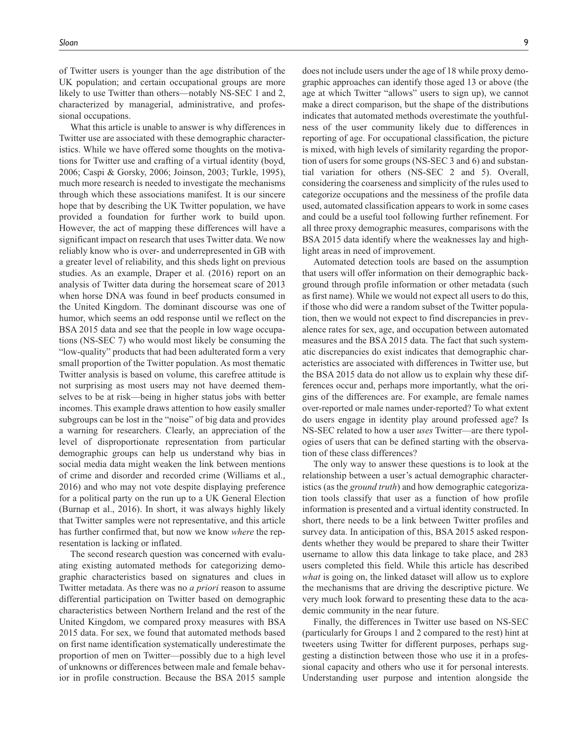of Twitter users is younger than the age distribution of the UK population; and certain occupational groups are more likely to use Twitter than others—notably NS-SEC 1 and 2, characterized by managerial, administrative, and professional occupations.

What this article is unable to answer is why differences in Twitter use are associated with these demographic characteristics. While we have offered some thoughts on the motivations for Twitter use and crafting of a virtual identity (boyd, 2006; Caspi & Gorsky, 2006; Joinson, 2003; Turkle, 1995), much more research is needed to investigate the mechanisms through which these associations manifest. It is our sincere hope that by describing the UK Twitter population, we have provided a foundation for further work to build upon. However, the act of mapping these differences will have a significant impact on research that uses Twitter data. We now reliably know who is over- and underrepresented in GB with a greater level of reliability, and this sheds light on previous studies. As an example, Draper et al. (2016) report on an analysis of Twitter data during the horsemeat scare of 2013 when horse DNA was found in beef products consumed in the United Kingdom. The dominant discourse was one of humor, which seems an odd response until we reflect on the BSA 2015 data and see that the people in low wage occupations (NS-SEC 7) who would most likely be consuming the "low-quality" products that had been adulterated form a very small proportion of the Twitter population. As most thematic Twitter analysis is based on volume, this carefree attitude is not surprising as most users may not have deemed themselves to be at risk—being in higher status jobs with better incomes. This example draws attention to how easily smaller subgroups can be lost in the "noise" of big data and provides a warning for researchers. Clearly, an appreciation of the level of disproportionate representation from particular demographic groups can help us understand why bias in social media data might weaken the link between mentions of crime and disorder and recorded crime (Williams et al., 2016) and who may not vote despite displaying preference for a political party on the run up to a UK General Election (Burnap et al., 2016). In short, it was always highly likely that Twitter samples were not representative, and this article has further confirmed that, but now we know *where* the representation is lacking or inflated.

The second research question was concerned with evaluating existing automated methods for categorizing demographic characteristics based on signatures and clues in Twitter metadata. As there was no *a priori* reason to assume differential participation on Twitter based on demographic characteristics between Northern Ireland and the rest of the United Kingdom, we compared proxy measures with BSA 2015 data. For sex, we found that automated methods based on first name identification systematically underestimate the proportion of men on Twitter—possibly due to a high level of unknowns or differences between male and female behavior in profile construction. Because the BSA 2015 sample does not include users under the age of 18 while proxy demographic approaches can identify those aged 13 or above (the age at which Twitter "allows" users to sign up), we cannot make a direct comparison, but the shape of the distributions indicates that automated methods overestimate the youthfulness of the user community likely due to differences in reporting of age. For occupational classification, the picture is mixed, with high levels of similarity regarding the proportion of users for some groups (NS-SEC 3 and 6) and substantial variation for others (NS-SEC 2 and 5). Overall, considering the coarseness and simplicity of the rules used to categorize occupations and the messiness of the profile data used, automated classification appears to work in some cases and could be a useful tool following further refinement. For all three proxy demographic measures, comparisons with the BSA 2015 data identify where the weaknesses lay and highlight areas in need of improvement.

Automated detection tools are based on the assumption that users will offer information on their demographic background through profile information or other metadata (such as first name). While we would not expect all users to do this, if those who did were a random subset of the Twitter population, then we would not expect to find discrepancies in prevalence rates for sex, age, and occupation between automated measures and the BSA 2015 data. The fact that such systematic discrepancies do exist indicates that demographic characteristics are associated with differences in Twitter use, but the BSA 2015 data do not allow us to explain why these differences occur and, perhaps more importantly, what the origins of the differences are. For example, are female names over-reported or male names under-reported? To what extent do users engage in identity play around professed age? Is NS-SEC related to how a user *uses* Twitter—are there typologies of users that can be defined starting with the observation of these class differences?

The only way to answer these questions is to look at the relationship between a user's actual demographic characteristics (as the *ground truth*) and how demographic categorization tools classify that user as a function of how profile information is presented and a virtual identity constructed. In short, there needs to be a link between Twitter profiles and survey data. In anticipation of this, BSA 2015 asked respondents whether they would be prepared to share their Twitter username to allow this data linkage to take place, and 283 users completed this field. While this article has described *what* is going on, the linked dataset will allow us to explore the mechanisms that are driving the descriptive picture. We very much look forward to presenting these data to the academic community in the near future.

Finally, the differences in Twitter use based on NS-SEC (particularly for Groups 1 and 2 compared to the rest) hint at tweeters using Twitter for different purposes, perhaps suggesting a distinction between those who use it in a professional capacity and others who use it for personal interests. Understanding user purpose and intention alongside the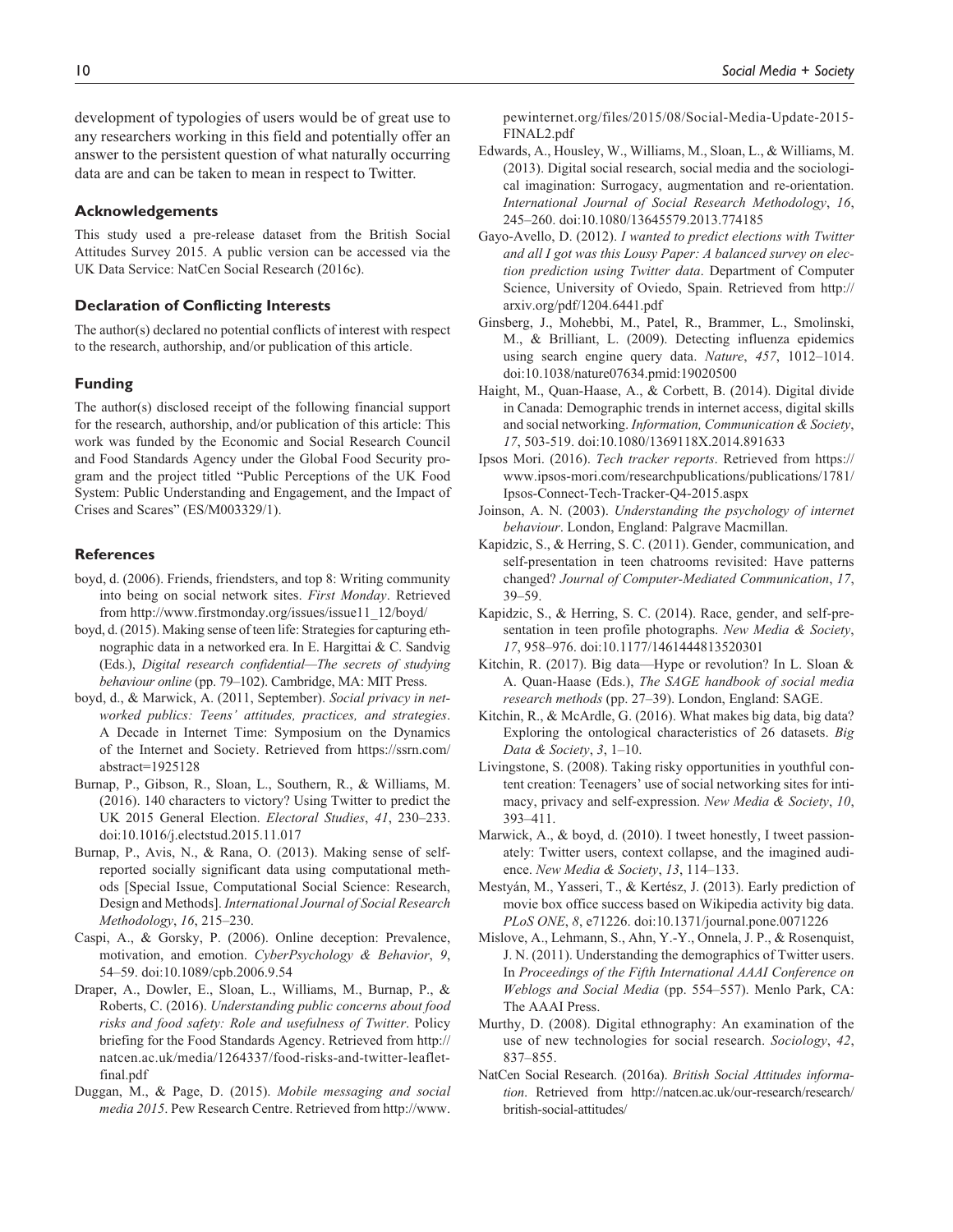development of typologies of users would be of great use to any researchers working in this field and potentially offer an answer to the persistent question of what naturally occurring data are and can be taken to mean in respect to Twitter.

### Acknowledgements

This study used a pre-release dataset from the British Social Attitudes Survey 2015. A public version can be accessed via the UK Data Service: NatCen Social Research (2016c).

### Declaration of Conflicting Interests

The author(s) declared no potential conflicts of interest with respect to the research, authorship, and/or publication of this article.

### Funding

The author(s) disclosed receipt of the following financial support for the research, authorship, and/or publication of this article: This work was funded by the Economic and Social Research Council and Food Standards Agency under the Global Food Security program and the project titled "Public Perceptions of the UK Food System: Public Understanding and Engagement, and the Impact of Crises and Scares" (ES/M003329/1).

### References

boyd, d. (2006). Friends, friendsters, and top 8: Writing community into being on social network sites. *First Monday*. Retrieved from http://www.firstmonday.org/issues/issue11_12/boyd/

boyd, d. (2015). Making sense of teen life: Strategies for capturing ethnographic data in a networked era. In E. Hargittai & C. Sandvig (Eds.), *Digital research confidential—The secrets of studying behaviour online* (pp. 79–102). Cambridge, MA: MIT Press.

boyd, d., & Marwick, A. (2011, September). *Social privacy in networked publics: Teens' attitudes, practices, and strategies*. A Decade in Internet Time: Symposium on the Dynamics of the Internet and Society. Retrieved from https://ssrn.com/abstract=1925128

Burnap, P., Gibson, R., Sloan, L., Southern, R., & Williams, M. (2016). 140 characters to victory? Using Twitter to predict the UK 2015 General Election. *Electoral Studies*, *41*, 230–233. doi:10.1016/j.electstud.2015.11.017

Burnap, P., Avis, N., & Rana, O. (2013). Making sense of self-reported socially significant data using computational methods [Special Issue, Computational Social Science: Research, Design and Methods]. *International Journal of Social Research Methodology*, *16*, 215–230.

Caspi, A., & Gorsky, P. (2006). Online deception: Prevalence, motivation, and emotion. *CyberPsychology & Behavior*, *9*, 54–59. doi:10.1089/cpb.2006.9.54

Draper, A., Dowler, E., Sloan, L., Williams, M., Burnap, P., & Roberts, C. (2016). *Understanding public concerns about food risks and food safety: Role and usefulness of Twitter*. Policy briefing for the Food Standards Agency. Retrieved from http://natcen.ac.uk/media/1264337/food-risks-and-twitter-leaflet-final.pdf

Duggan, M., & Page, D. (2015). *Mobile messaging and social media 2015*. Pew Research Centre. Retrieved from http://www.pewinternet.org/files/2015/08/Social-Media-Update-2015-FINAL2.pdf

Edwards, A., Housley, W., Williams, M., Sloan, L., & Williams, M. (2013). Digital social research, social media and the sociological imagination: Surrogacy, augmentation and re-orientation. *International Journal of Social Research Methodology*, *16*, 245–260. doi:10.1080/13645579.2013.774185

Gayo-Avello, D. (2012). *I wanted to predict elections with Twitter and all I got was this Lousy Paper: A balanced survey on election prediction using Twitter data*. Department of Computer Science, University of Oviedo, Spain. Retrieved from http://arxiv.org/pdf/1204.6441.pdf

Ginsberg, J., Mohebbi, M., Patel, R., Brammer, L., Smolinski, M., & Brilliant, L. (2009). Detecting influenza epidemics using search engine query data. *Nature*, *457*, 1012–1014. doi:10.1038/nature07634.pmid:19020500

Haight, M., Quan-Haase, A., & Corbett, B. (2014). Digital divide in Canada: Demographic trends in internet access, digital skills and social networking. *Information, Communication & Society*, *17*, 503-519. doi:10.1080/1369118X.2014.891633

Ipsos Mori. (2016). *Tech tracker reports*. Retrieved from https://www.ipsos-mori.com/researchpublications/publications/1781/Ipsos-Connect-Tech-Tracker-Q4-2015.aspx

Joinson, A. N. (2003). *Understanding the psychology of internet behaviour*. London, England: Palgrave Macmillan.

Kapidzic, S., & Herring, S. C. (2011). Gender, communication, and self-presentation in teen chatrooms revisited: Have patterns changed? *Journal of Computer-Mediated Communication*, *17*, 39–59.

Kapidzic, S., & Herring, S. C. (2014). Race, gender, and self-presentation in teen profile photographs. *New Media & Society*, *17*, 958–976. doi:10.1177/1461444813520301

Kitchin, R. (2017). Big data—Hype or revolution? In L. Sloan & A. Quan-Haase (Eds.), *The SAGE handbook of social media research methods* (pp. 27–39). London, England: SAGE.

Kitchin, R., & McArdle, G. (2016). What makes big data, big data? Exploring the ontological characteristics of 26 datasets. *Big Data & Society*, *3*, 1–10.

Livingstone, S. (2008). Taking risky opportunities in youthful content creation: Teenagers' use of social networking sites for intimacy, privacy and self-expression. *New Media & Society*, *10*, 393–411.

Marwick, A., & boyd, d. (2010). I tweet honestly, I tweet passionately: Twitter users, context collapse, and the imagined audience. *New Media & Society*, *13*, 114–133.

Mestyán, M., Yasseri, T., & Kertész, J. (2013). Early prediction of movie box office success based on Wikipedia activity big data. *PLoS ONE*, *8*, e71226. doi:10.1371/journal.pone.0071226

Mislove, A., Lehmann, S., Ahn, Y.-Y., Onnela, J. P., & Rosenquist, J. N. (2011). Understanding the demographics of Twitter users. In *Proceedings of the Fifth International AAAI Conference on Weblogs and Social Media* (pp. 554–557). Menlo Park, CA: The AAAI Press.

Murthy, D. (2008). Digital ethnography: An examination of the use of new technologies for social research. *Sociology*, *42*, 837–855.

NatCen Social Research. (2016a). *British Social Attitudes information*. Retrieved from http://natcen.ac.uk/our-research/research/british-social-attitudes/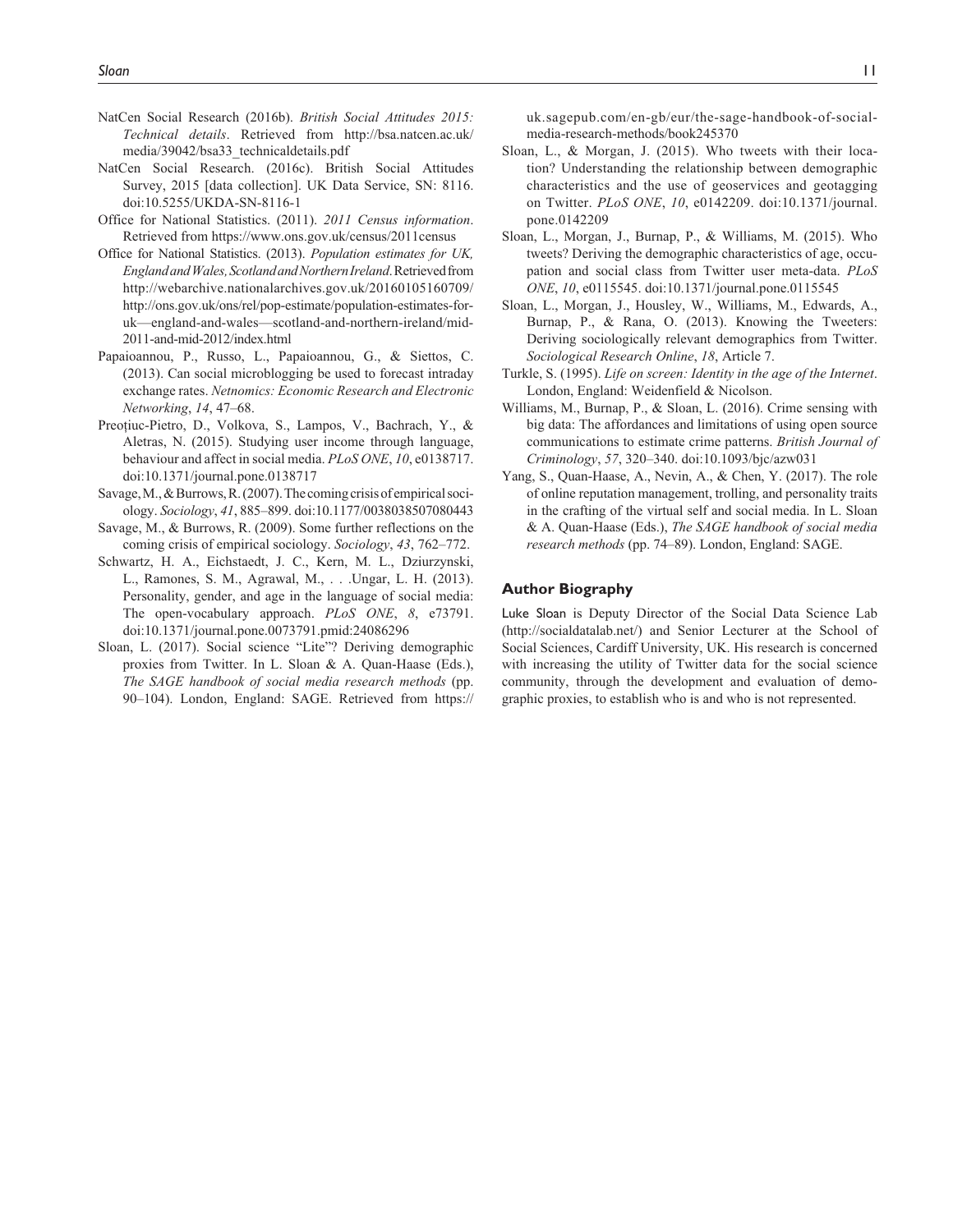NatCen Social Research (2016b). *British Social Attitudes 2015: Technical details*. Retrieved from http://bsa.natcen.ac.uk/media/39042/bsa33_technicaldetails.pdf

NatCen Social Research. (2016c). British Social Attitudes Survey, 2015 [data collection]. UK Data Service, SN: 8116. doi:10.5255/UKDA-SN-8116-1

Office for National Statistics. (2011). *2011 Census information*. Retrieved from https://www.ons.gov.uk/census/2011census

Office for National Statistics. (2013). *Population estimates for UK, England and Wales, Scotland and Northern Ireland*. Retrieved from http://webarchive.nationalarchives.gov.uk/20160105160709/http://ons.gov.uk/ons/rel/pop-estimate/population-estimates-for-uk—england-and-wales—scotland-and-northern-ireland/mid-2011-and-mid-2012/index.html

Papaioannou, P., Russo, L., Papaioannou, G., & Siettos, C. (2013). Can social microblogging be used to forecast intraday exchange rates. *Netnomics: Economic Research and Electronic Networking*, *14*, 47–68.

Preoțiuc-Pietro, D., Volkova, S., Lampos, V., Bachrach, Y., & Aletras, N. (2015). Studying user income through language, behaviour and affect in social media. *PLoS ONE*, *10*, e0138717. doi:10.1371/journal.pone.0138717

Savage, M., & Burrows, R. (2007). The coming crisis of empirical sociology. *Sociology*, *41*, 885–899. doi:10.1177/0038038507080443

Savage, M., & Burrows, R. (2009). Some further reflections on the coming crisis of empirical sociology. *Sociology*, *43*, 762–772.

Schwartz, H. A., Eichstaedt, J. C., Kern, M. L., Dziurzynski, L., Ramones, S. M., Agrawal, M., . . .Ungar, L. H. (2013). Personality, gender, and age in the language of social media: The open-vocabulary approach. *PLoS ONE*, *8*, e73791. doi:10.1371/journal.pone.0073791.pmid:24086296

Sloan, L. (2017). Social science "Lite"? Deriving demographic proxies from Twitter. In L. Sloan & A. Quan-Haase (Eds.), *The SAGE handbook of social media research methods* (pp. 90–104). London, England: SAGE. Retrieved from https://uk.sagepub.com/en-gb/eur/the-sage-handbook-of-social-media-research-methods/book245370

Sloan, L., & Morgan, J. (2015). Who tweets with their location? Understanding the relationship between demographic characteristics and the use of geoservices and geotagging on Twitter. *PLoS ONE*, *10*, e0142209. doi:10.1371/journal.pone.0142209

Sloan, L., Morgan, J., Burnap, P., & Williams, M. (2015). Who tweets? Deriving the demographic characteristics of age, occupation and social class from Twitter user meta-data. *PLoS ONE*, *10*, e0115545. doi:10.1371/journal.pone.0115545

Sloan, L., Morgan, J., Housley, W., Williams, M., Edwards, A., Burnap, P., & Rana, O. (2013). Knowing the Tweeters: Deriving sociologically relevant demographics from Twitter. *Sociological Research Online*, *18*, Article 7.

Turkle, S. (1995). *Life on screen: Identity in the age of the Internet*. London, England: Weidenfield & Nicolson.

Williams, M., Burnap, P., & Sloan, L. (2016). Crime sensing with big data: The affordances and limitations of using open source communications to estimate crime patterns. *British Journal of Criminology*, *57*, 320–340. doi:10.1093/bjc/azw031

Yang, S., Quan-Haase, A., Nevin, A., & Chen, Y. (2017). The role of online reputation management, trolling, and personality traits in the crafting of the virtual self and social media. In L. Sloan & A. Quan-Haase (Eds.), *The SAGE handbook of social media research methods* (pp. 74–89). London, England: SAGE.

## Author Biography

Luke Sloan is Deputy Director of the Social Data Science Lab (http://socialdatalab.net/) and Senior Lecturer at the School of Social Sciences, Cardiff University, UK. His research is concerned with increasing the utility of Twitter data for the social science community, through the development and evaluation of demographic proxies, to establish who is and who is not represented.